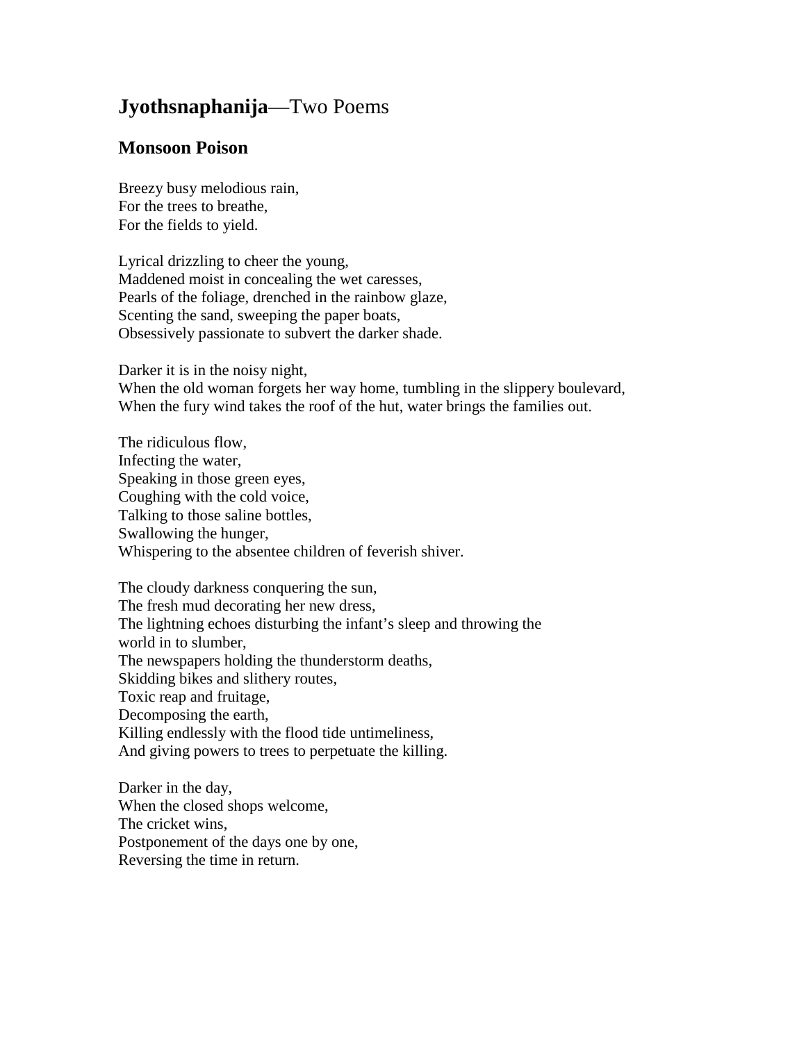## **Jyothsnaphanija**—Two Poems

### Monsoon Poison

Breezy busy melodious rain,  
For the trees to breathe,  
For the fields to yield.

Lyrical drizzling to cheer the young,  
Maddened moist in concealing the wet caresses,  
Pearls of the foliage, drenched in the rainbow glaze,  
Scenting the sand, sweeping the paper boats,  
Obsessively passionate to subvert the darker shade.

Darker it is in the noisy night,  
When the old woman forgets her way home, tumbling in the slippery boulevard,  
When the fury wind takes the roof of the hut, water brings the families out.

The ridiculous flow,  
Infecting the water,  
Speaking in those green eyes,  
Coughing with the cold voice,  
Talking to those saline bottles,  
Swallowing the hunger,  
Whispering to the absentee children of feverish shiver.

The cloudy darkness conquering the sun,  
The fresh mud decorating her new dress,  
The lightning echoes disturbing the infant's sleep and throwing the world in to slumber,  
The newspapers holding the thunderstorm deaths,  
Skidding bikes and slithery routes,  
Toxic reap and fruitage,  
Decomposing the earth,  
Killing endlessly with the flood tide untimeliness,  
And giving powers to trees to perpetuate the killing.

Darker in the day,  
When the closed shops welcome,  
The cricket wins,  
Postponement of the days one by one,  
Reversing the time in return.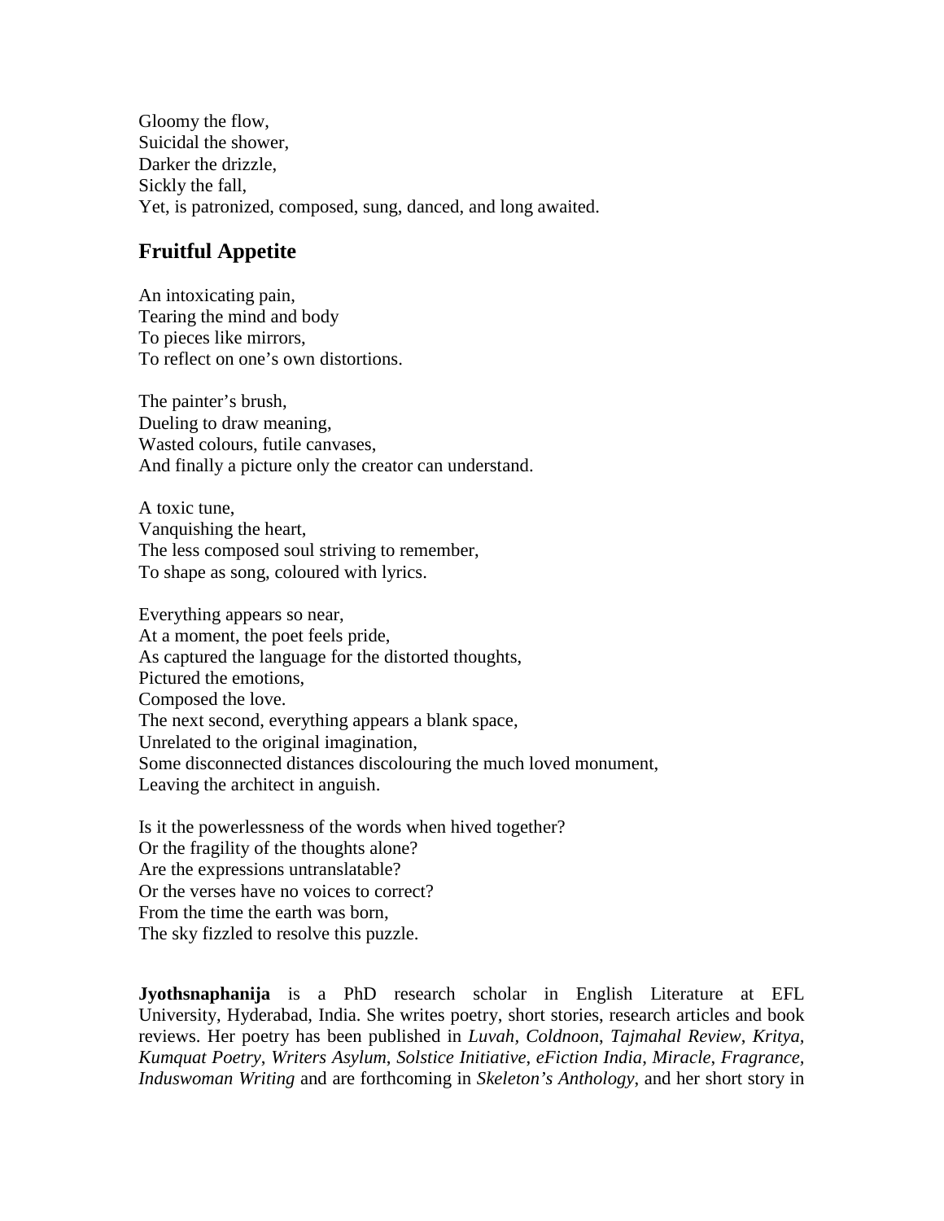Gloomy the flow,
Suicidal the shower,
Darker the drizzle,
Sickly the fall,
Yet, is patronized, composed, sung, danced, and long awaited.

## Fruitful Appetite

An intoxicating pain,
Tearing the mind and body
To pieces like mirrors,
To reflect on one's own distortions.

The painter's brush,
Dueling to draw meaning,
Wasted colours, futile canvases,
And finally a picture only the creator can understand.

A toxic tune,
Vanquishing the heart,
The less composed soul striving to remember,
To shape as song, coloured with lyrics.

Everything appears so near,
At a moment, the poet feels pride,
As captured the language for the distorted thoughts,
Pictured the emotions,
Composed the love.
The next second, everything appears a blank space,
Unrelated to the original imagination,
Some disconnected distances discolouring the much loved monument,
Leaving the architect in anguish.

Is it the powerlessness of the words when hived together?
Or the fragility of the thoughts alone?
Are the expressions untranslatable?
Or the verses have no voices to correct?
From the time the earth was born,
The sky fizzled to resolve this puzzle.

**Jyothsnaphanija** is a PhD research scholar in English Literature at EFL University, Hyderabad, India. She writes poetry, short stories, research articles and book reviews. Her poetry has been published in *Luvah*, *Coldnoon*, *Tajmahal Review*, *Kritya*, *Kumquat Poetry*, *Writers Asylum*, *Solstice Initiative*, *eFiction India*, *Miracle*, *Fragrance*, *Induswoman Writing* and are forthcoming in *Skeleton's Anthology*, and her short story in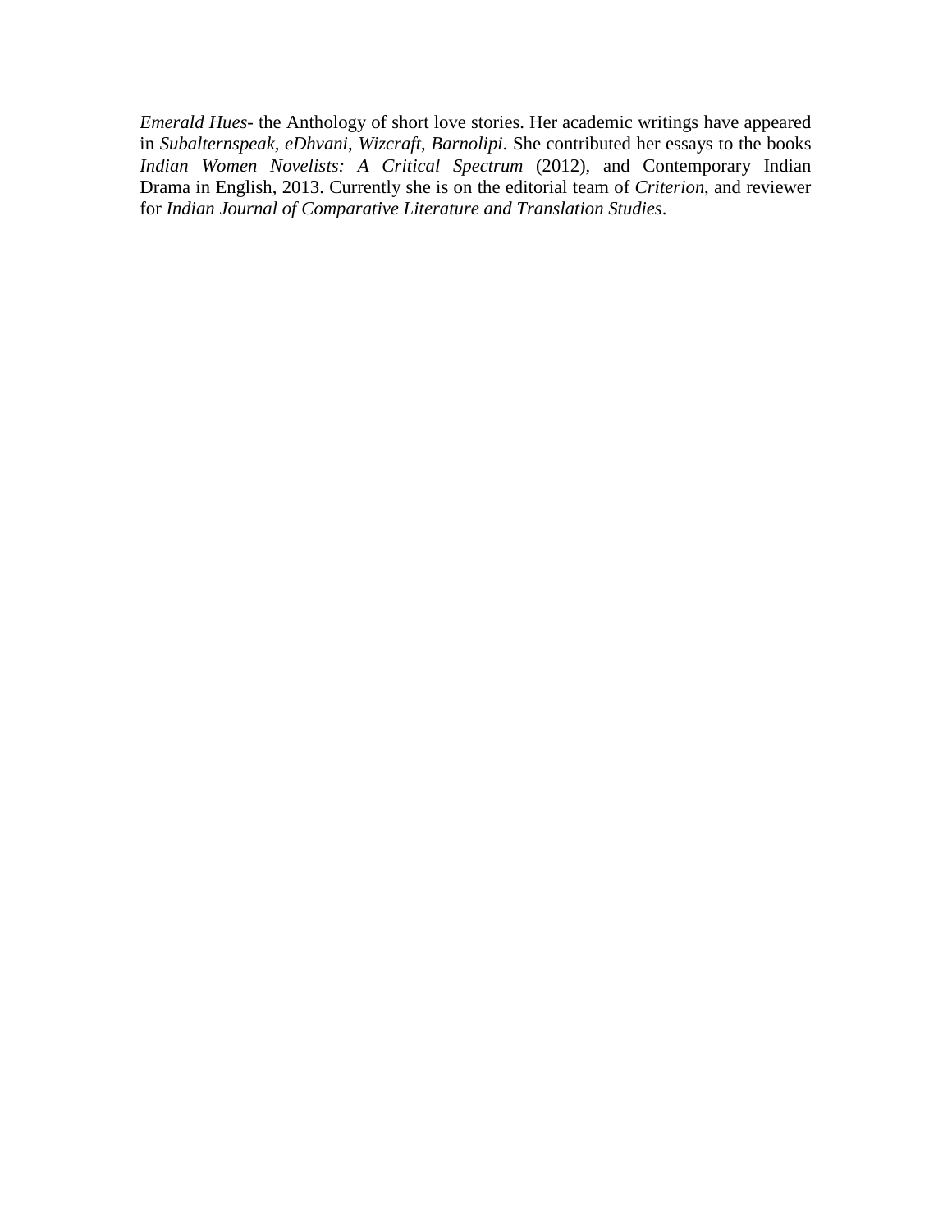*Emerald Hues*- the Anthology of short love stories. Her academic writings have appeared in *Subalternspeak*, *eDhvani*, *Wizcraft*, *Barnolipi*. She contributed her essays to the books *Indian Women Novelists: A Critical Spectrum* (2012), and Contemporary Indian Drama in English, 2013. Currently she is on the editorial team of *Criterion*, and reviewer for *Indian Journal of Comparative Literature and Translation Studies*.